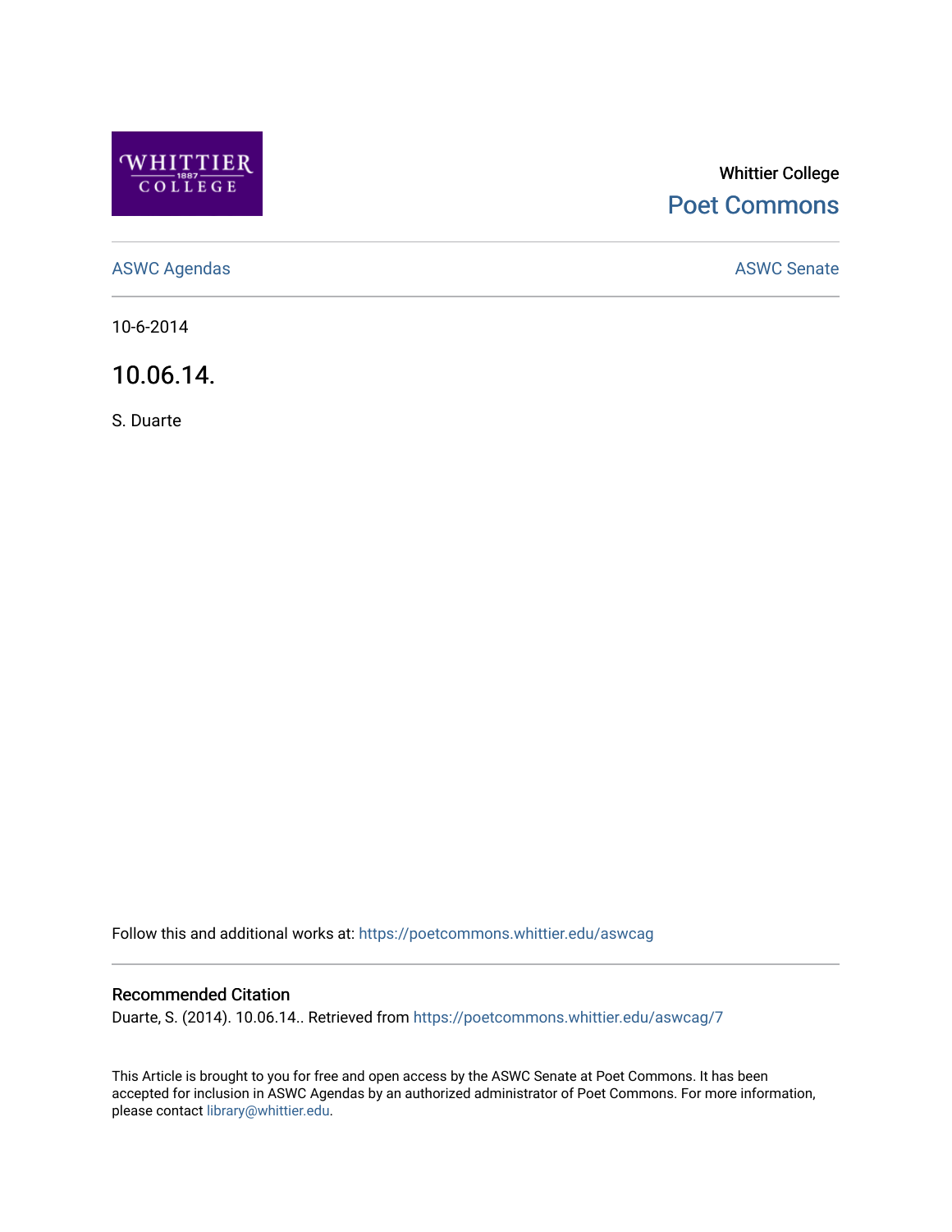Whittier College

Poet Commons

ASWC Agendas

ASWC Senate

10-6-2014

# 10.06.14.

S. Duarte

Follow this and additional works at: https://poetcommons.whittier.edu/aswcag

### Recommended Citation

Duarte, S. (2014). 10.06.14.. Retrieved from https://poetcommons.whittier.edu/aswcag/7

This Article is brought to you for free and open access by the ASWC Senate at Poet Commons. It has been accepted for inclusion in ASWC Agendas by an authorized administrator of Poet Commons. For more information, please contact library@whittier.edu.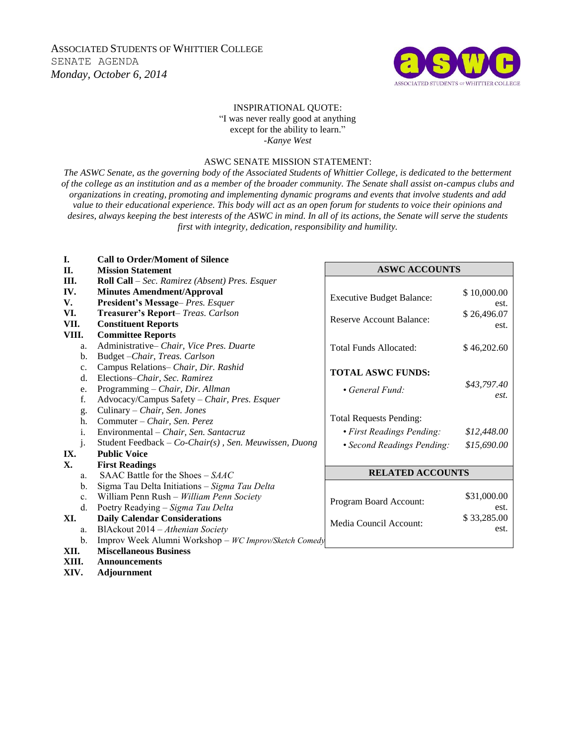ASSOCIATED STUDENTS OF WHITTIER COLLEGE
SENATE AGENDA
*Monday, October 6, 2014*

INSPIRATIONAL QUOTE:
"I was never really good at anything
except for the ability to learn."
*-Kanye West*

ASWC SENATE MISSION STATEMENT:

*The ASWC Senate, as the governing body of the Associated Students of Whittier College, is dedicated to the betterment of the college as an institution and as a member of the broader community. The Senate shall assist on-campus clubs and organizations in creating, promoting and implementing dynamic programs and events that involve students and add value to their educational experience. This body will act as an open forum for students to voice their opinions and desires, always keeping the best interests of the ASWC in mind. In all of its actions, the Senate will serve the students first with integrity, dedication, responsibility and humility.*

- **I. Call to Order/Moment of Silence**
- **II. Mission Statement**
- **III. Roll Call** – *Sec. Ramirez (Absent) Pres. Esquer*
- **IV. Minutes Amendment/Approval**
- **V. President's Message**– *Pres. Esquer*
- **VI. Treasurer's Report**– *Treas. Carlson*
- **VII. Constituent Reports**
- **VIII. Committee Reports**
  - a. Administrative– *Chair, Vice Pres. Duarte*
  - b. Budget –*Chair, Treas. Carlson*
  - c. Campus Relations– *Chair, Dir. Rashid*
  - d. Elections–*Chair, Sec. Ramirez*
  - e. Programming – *Chair, Dir. Allman*
  - f. Advocacy/Campus Safety – *Chair, Pres. Esquer*
  - g. Culinary – *Chair, Sen. Jones*
  - h. Commuter – *Chair, Sen. Perez*
  - i. Environmental – *Chair, Sen. Santacruz*
  - j. Student Feedback – *Co-Chair(s) , Sen. Meuwissen, Duong*
- **IX. Public Voice**
- **X. First Readings**
  - a. SAAC Battle for the Shoes – *SAAC*
  - b. Sigma Tau Delta Initiations – *Sigma Tau Delta*
  - c. William Penn Rush – *William Penn Society*
  - d. Poetry Readying – *Sigma Tau Delta*
- **XI. Daily Calendar Considerations**
  - a. BlAckout 2014 – *Athenian Society*
  - b. Improv Week Alumni Workshop – *WC Improv/Sketch Comedy*
- **XII. Miscellaneous Business**
- **XIII. Announcements**
- **XIV. Adjournment**

| ASWC ACCOUNTS | |
|---|---|
| Executive Budget Balance: | $ 10,000.00 est. |
| Reserve Account Balance: | $ 26,496.07 est. |
| Total Funds Allocated: | $ 46,202.60 |
| **TOTAL ASWC FUNDS:** | |
| • *General Fund:* | *$43,797.40 est.* |
| Total Requests Pending: | |
| • *First Readings Pending:* | *$12,448.00* |
| • *Second Readings Pending:* | *$15,690.00* |

| RELATED ACCOUNTS | |
|---|---|
| Program Board Account: | $31,000.00 est. |
| Media Council Account: | $ 33,285.00 est. |